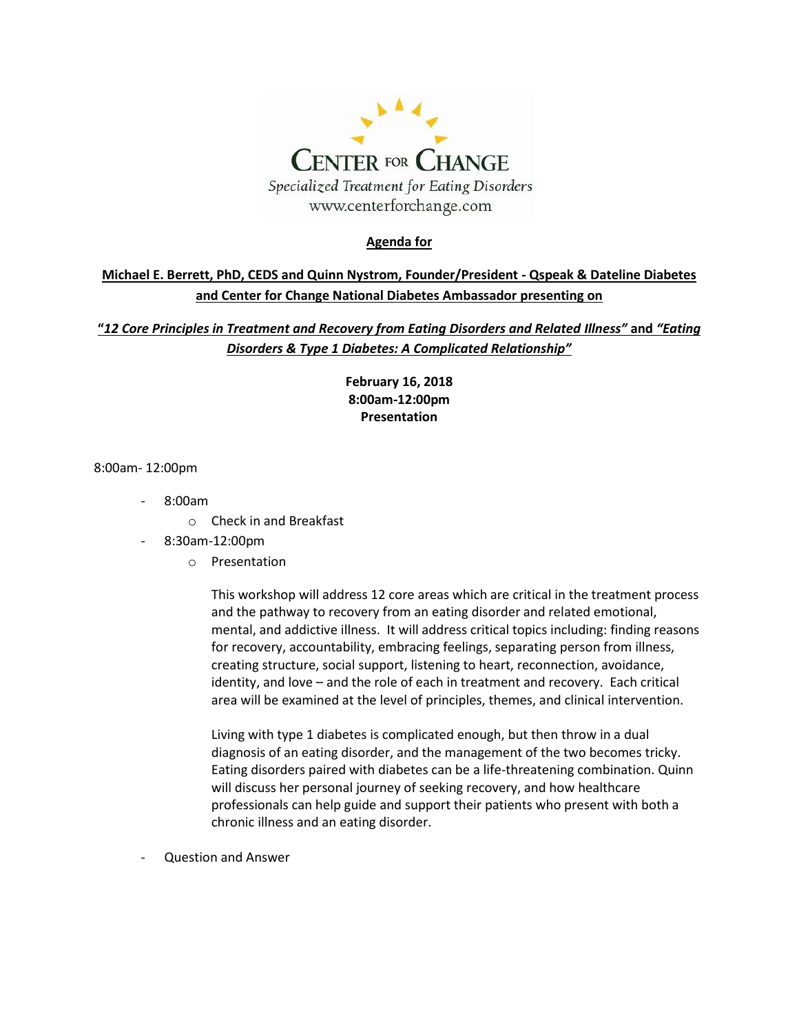**CENTER FOR CHANGE**

*Specialized Treatment for Eating Disorders*

www.centerforchange.com

**Agenda for**

**Michael E. Berrett, PhD, CEDS and Quinn Nystrom, Founder/President - Qspeak & Dateline Diabetes and Center for Change National Diabetes Ambassador presenting on**

**"*12 Core Principles in Treatment and Recovery from Eating Disorders and Related Illness"* and *"Eating Disorders & Type 1 Diabetes: A Complicated Relationship"***

**February 16, 2018**
**8:00am-12:00pm**
**Presentation**

8:00am- 12:00pm

- 8:00am
  - Check in and Breakfast
- 8:30am-12:00pm
  - Presentation

    This workshop will address 12 core areas which are critical in the treatment process and the pathway to recovery from an eating disorder and related emotional, mental, and addictive illness. It will address critical topics including: finding reasons for recovery, accountability, embracing feelings, separating person from illness, creating structure, social support, listening to heart, reconnection, avoidance, identity, and love – and the role of each in treatment and recovery. Each critical area will be examined at the level of principles, themes, and clinical intervention.

    Living with type 1 diabetes is complicated enough, but then throw in a dual diagnosis of an eating disorder, and the management of the two becomes tricky. Eating disorders paired with diabetes can be a life-threatening combination. Quinn will discuss her personal journey of seeking recovery, and how healthcare professionals can help guide and support their patients who present with both a chronic illness and an eating disorder.

- Question and Answer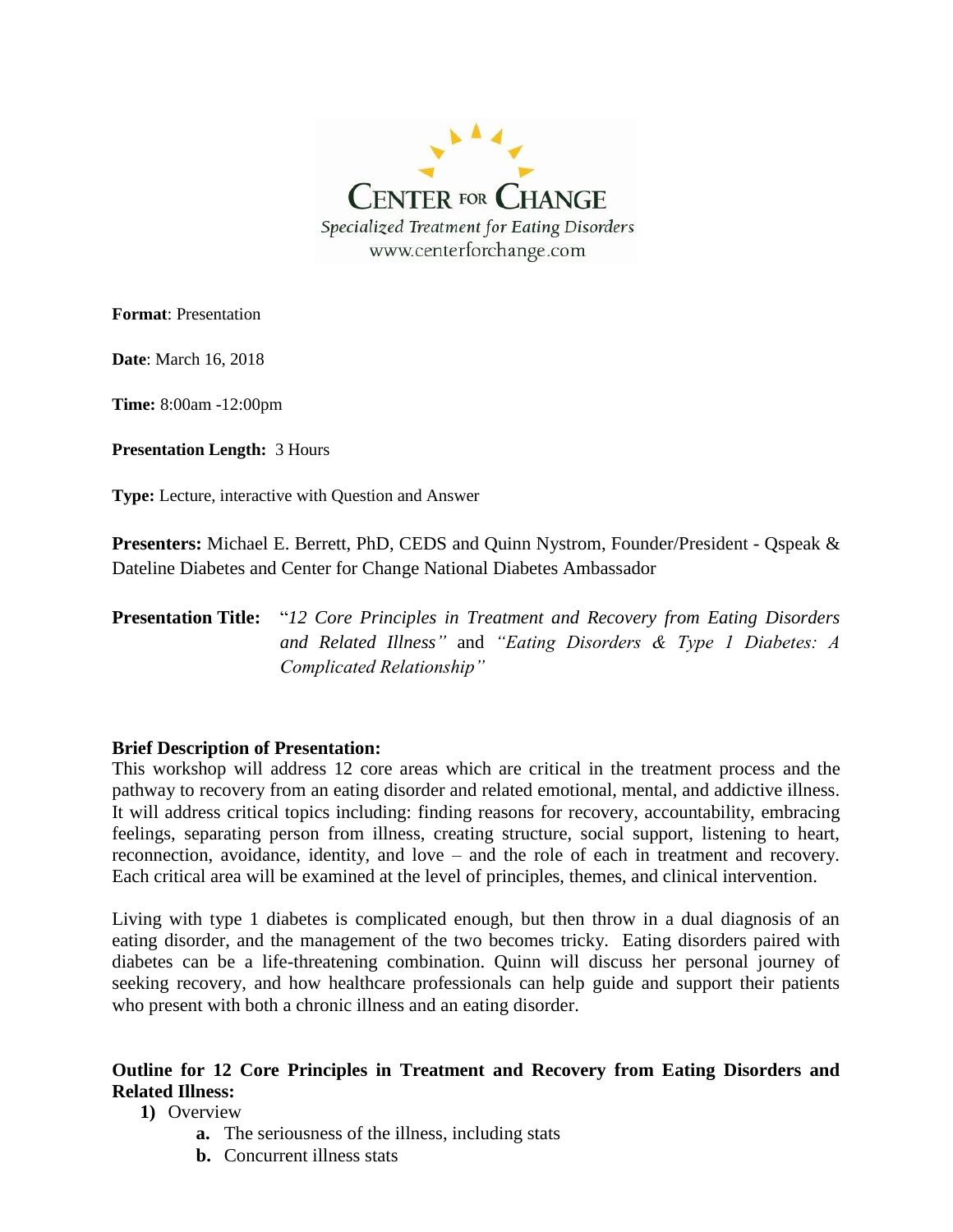**CENTER FOR CHANGE**
*Specialized Treatment for Eating Disorders*
www.centerforchange.com

**Format**: Presentation

**Date**: March 16, 2018

**Time:** 8:00am -12:00pm

**Presentation Length:** 3 Hours

**Type:** Lecture, interactive with Question and Answer

**Presenters:** Michael E. Berrett, PhD, CEDS and Quinn Nystrom, Founder/President - Qspeak & Dateline Diabetes and Center for Change National Diabetes Ambassador

**Presentation Title:** "*12 Core Principles in Treatment and Recovery from Eating Disorders and Related Illness"* and *"Eating Disorders & Type 1 Diabetes: A Complicated Relationship"*

**Brief Description of Presentation:**
This workshop will address 12 core areas which are critical in the treatment process and the pathway to recovery from an eating disorder and related emotional, mental, and addictive illness. It will address critical topics including: finding reasons for recovery, accountability, embracing feelings, separating person from illness, creating structure, social support, listening to heart, reconnection, avoidance, identity, and love – and the role of each in treatment and recovery. Each critical area will be examined at the level of principles, themes, and clinical intervention.

Living with type 1 diabetes is complicated enough, but then throw in a dual diagnosis of an eating disorder, and the management of the two becomes tricky. Eating disorders paired with diabetes can be a life-threatening combination. Quinn will discuss her personal journey of seeking recovery, and how healthcare professionals can help guide and support their patients who present with both a chronic illness and an eating disorder.

**Outline for 12 Core Principles in Treatment and Recovery from Eating Disorders and Related Illness:**

1) Overview
    a. The seriousness of the illness, including stats
    b. Concurrent illness stats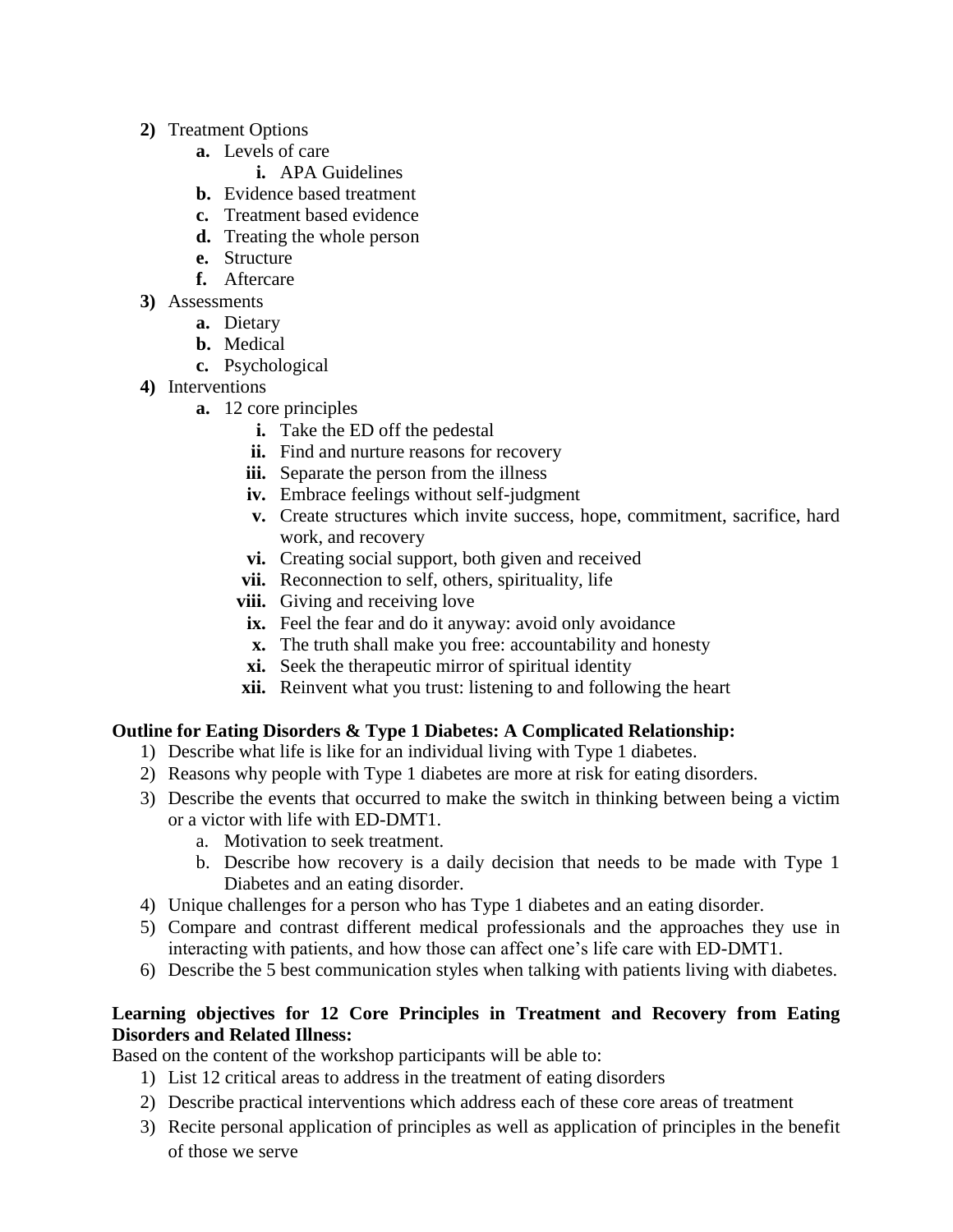2) Treatment Options
    a. Levels of care
        i. APA Guidelines
    b. Evidence based treatment
    c. Treatment based evidence
    d. Treating the whole person
    e. Structure
    f. Aftercare
3) Assessments
    a. Dietary
    b. Medical
    c. Psychological
4) Interventions
    a. 12 core principles
        i. Take the ED off the pedestal
        ii. Find and nurture reasons for recovery
        iii. Separate the person from the illness
        iv. Embrace feelings without self-judgment
        v. Create structures which invite success, hope, commitment, sacrifice, hard work, and recovery
        vi. Creating social support, both given and received
        vii. Reconnection to self, others, spirituality, life
        viii. Giving and receiving love
        ix. Feel the fear and do it anyway: avoid only avoidance
        x. The truth shall make you free: accountability and honesty
        xi. Seek the therapeutic mirror of spiritual identity
        xii. Reinvent what you trust: listening to and following the heart

**Outline for Eating Disorders & Type 1 Diabetes: A Complicated Relationship:**

1) Describe what life is like for an individual living with Type 1 diabetes.
2) Reasons why people with Type 1 diabetes are more at risk for eating disorders.
3) Describe the events that occurred to make the switch in thinking between being a victim or a victor with life with ED-DMT1.
    a. Motivation to seek treatment.
    b. Describe how recovery is a daily decision that needs to be made with Type 1 Diabetes and an eating disorder.
4) Unique challenges for a person who has Type 1 diabetes and an eating disorder.
5) Compare and contrast different medical professionals and the approaches they use in interacting with patients, and how those can affect one's life care with ED-DMT1.
6) Describe the 5 best communication styles when talking with patients living with diabetes.

**Learning objectives for 12 Core Principles in Treatment and Recovery from Eating Disorders and Related Illness:**

Based on the content of the workshop participants will be able to:

1) List 12 critical areas to address in the treatment of eating disorders
2) Describe practical interventions which address each of these core areas of treatment
3) Recite personal application of principles as well as application of principles in the benefit of those we serve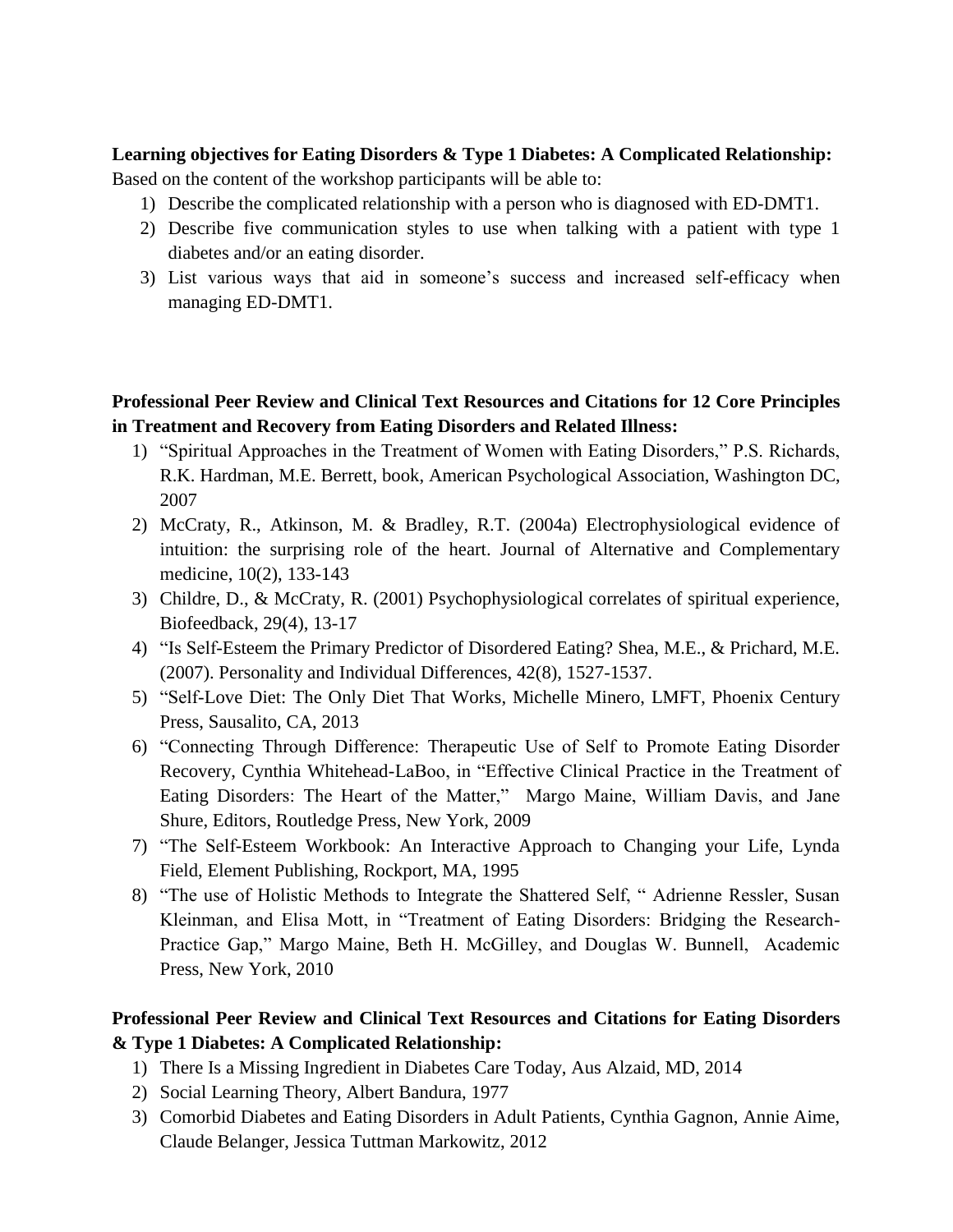**Learning objectives for Eating Disorders & Type 1 Diabetes: A Complicated Relationship:**

Based on the content of the workshop participants will be able to:

1) Describe the complicated relationship with a person who is diagnosed with ED-DMT1.
2) Describe five communication styles to use when talking with a patient with type 1 diabetes and/or an eating disorder.
3) List various ways that aid in someone's success and increased self-efficacy when managing ED-DMT1.

**Professional Peer Review and Clinical Text Resources and Citations for 12 Core Principles in Treatment and Recovery from Eating Disorders and Related Illness:**

1) "Spiritual Approaches in the Treatment of Women with Eating Disorders," P.S. Richards, R.K. Hardman, M.E. Berrett, book, American Psychological Association, Washington DC, 2007
2) McCraty, R., Atkinson, M. & Bradley, R.T. (2004a) Electrophysiological evidence of intuition: the surprising role of the heart. Journal of Alternative and Complementary medicine, 10(2), 133-143
3) Childre, D., & McCraty, R. (2001) Psychophysiological correlates of spiritual experience, Biofeedback, 29(4), 13-17
4) "Is Self-Esteem the Primary Predictor of Disordered Eating? Shea, M.E., & Prichard, M.E. (2007). Personality and Individual Differences, 42(8), 1527-1537.
5) "Self-Love Diet: The Only Diet That Works, Michelle Minero, LMFT, Phoenix Century Press, Sausalito, CA, 2013
6) "Connecting Through Difference: Therapeutic Use of Self to Promote Eating Disorder Recovery, Cynthia Whitehead-LaBoo, in "Effective Clinical Practice in the Treatment of Eating Disorders: The Heart of the Matter," Margo Maine, William Davis, and Jane Shure, Editors, Routledge Press, New York, 2009
7) "The Self-Esteem Workbook: An Interactive Approach to Changing your Life, Lynda Field, Element Publishing, Rockport, MA, 1995
8) "The use of Holistic Methods to Integrate the Shattered Self, " Adrienne Ressler, Susan Kleinman, and Elisa Mott, in "Treatment of Eating Disorders: Bridging the Research-Practice Gap," Margo Maine, Beth H. McGilley, and Douglas W. Bunnell, Academic Press, New York, 2010

**Professional Peer Review and Clinical Text Resources and Citations for Eating Disorders & Type 1 Diabetes: A Complicated Relationship:**

1) There Is a Missing Ingredient in Diabetes Care Today, Aus Alzaid, MD, 2014
2) Social Learning Theory, Albert Bandura, 1977
3) Comorbid Diabetes and Eating Disorders in Adult Patients, Cynthia Gagnon, Annie Aime, Claude Belanger, Jessica Tuttman Markowitz, 2012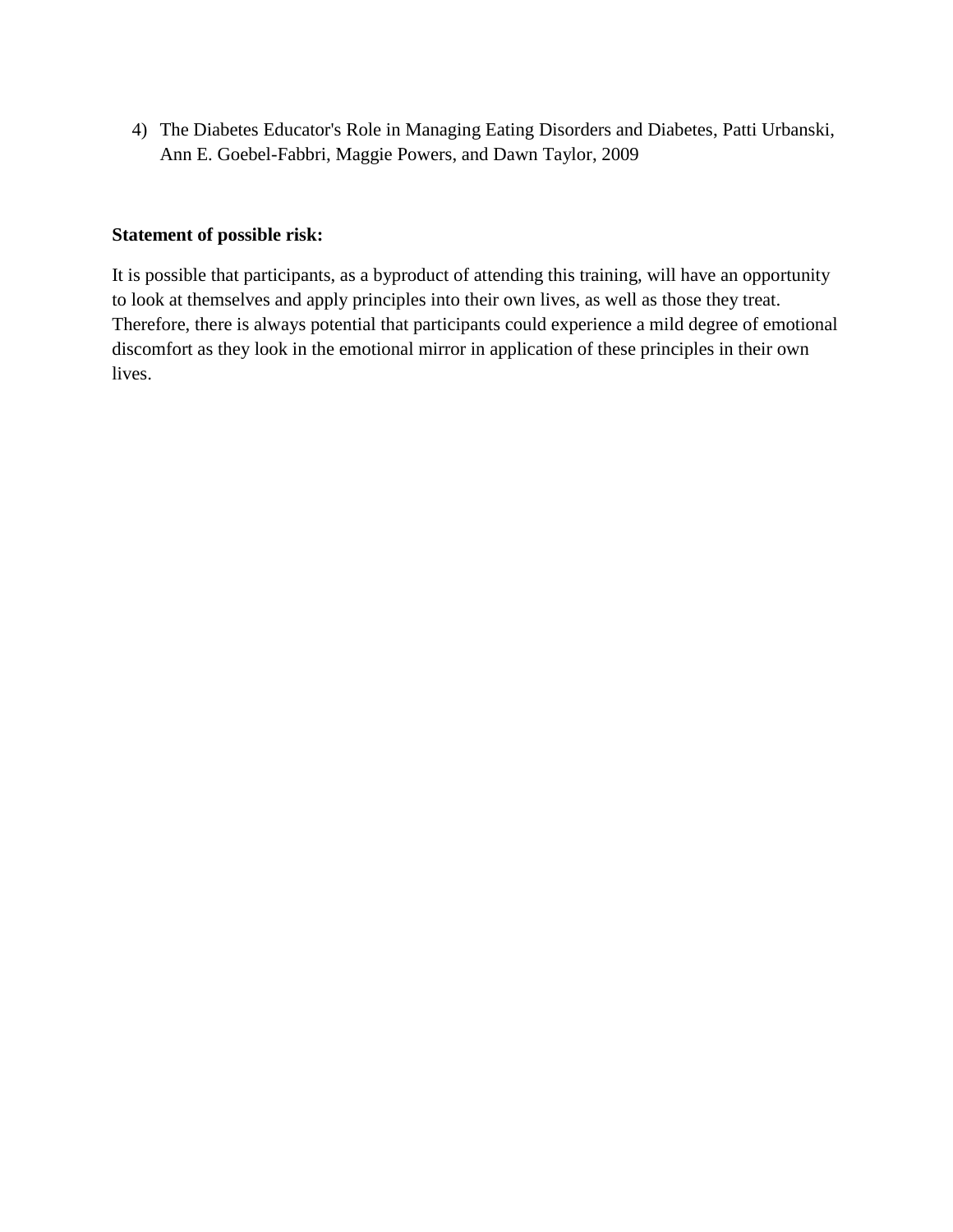4) The Diabetes Educator's Role in Managing Eating Disorders and Diabetes, Patti Urbanski, Ann E. Goebel-Fabbri, Maggie Powers, and Dawn Taylor, 2009

**Statement of possible risk:**

It is possible that participants, as a byproduct of attending this training, will have an opportunity to look at themselves and apply principles into their own lives, as well as those they treat. Therefore, there is always potential that participants could experience a mild degree of emotional discomfort as they look in the emotional mirror in application of these principles in their own lives.